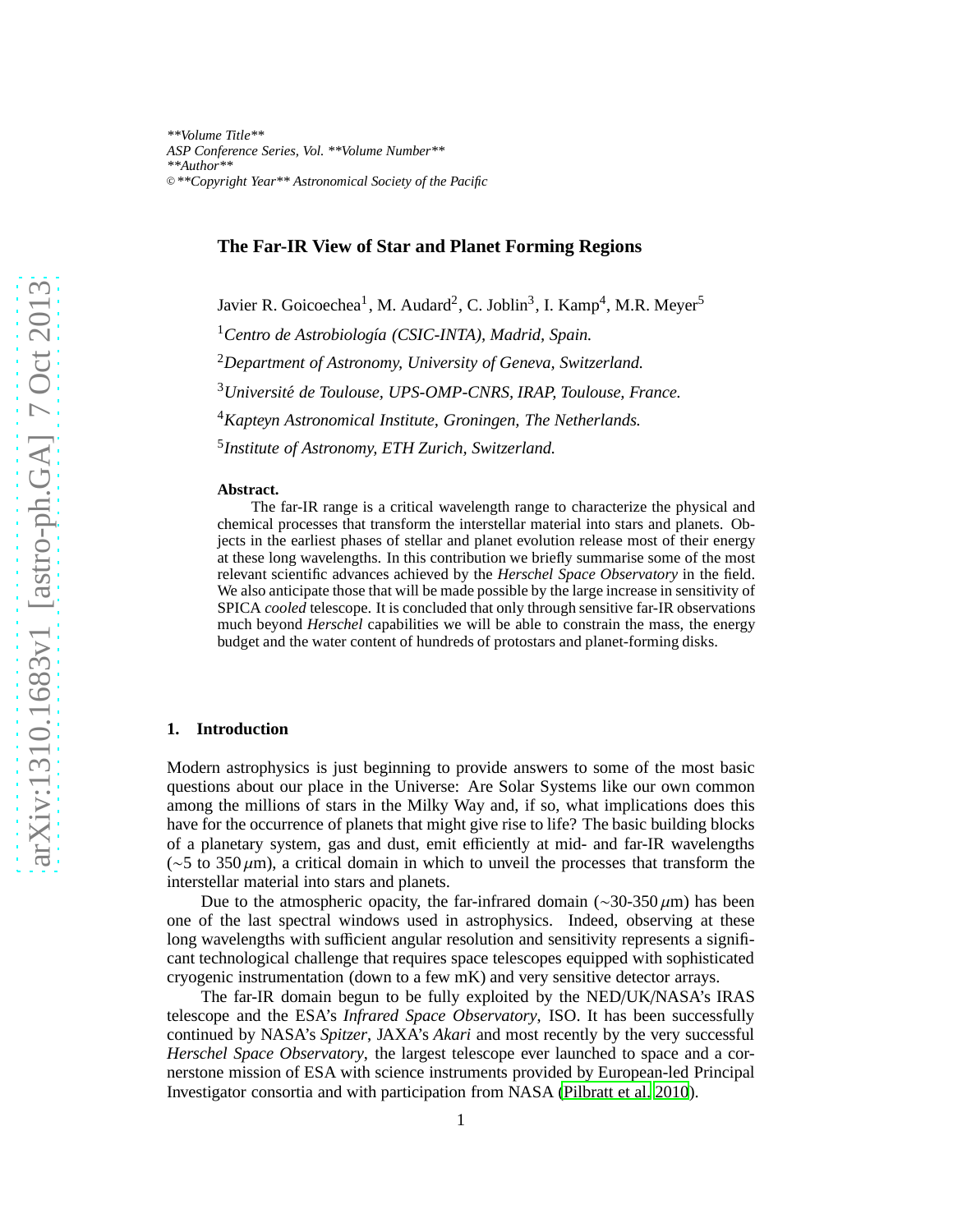# The Far-IR View of Star and Planet Forming Regions

Javier R. Goicoechea[1], M. Audard[2], C. Joblin[3], I. Kamp[4], M.R. Meyer[5]

[1]*Centro de Astrobiología (CSIC-INTA), Madrid, Spain.*

[2]*Department of Astronomy, University of Geneva, Switzerland.*

[3]*Université de Toulouse, UPS-OMP-CNRS, IRAP, Toulouse, France.*

[4]*Kapteyn Astronomical Institute, Groningen, The Netherlands.*

[5]*Institute of Astronomy, ETH Zurich, Switzerland.*

**Abstract.** The far-IR range is a critical wavelength range to characterize the physical and chemical processes that transform the interstellar material into stars and planets. Objects in the earliest phases of stellar and planet evolution release most of their energy at these long wavelengths. In this contribution we briefly summarise some of the most relevant scientific advances achieved by the *Herschel Space Observatory* in the field. We also anticipate those that will be made possible by the large increase in sensitivity of SPICA *cooled* telescope. It is concluded that only through sensitive far-IR observations much beyond *Herschel* capabilities we will be able to constrain the mass, the energy budget and the water content of hundreds of protostars and planet-forming disks.

## 1. Introduction

Modern astrophysics is just beginning to provide answers to some of the most basic questions about our place in the Universe: Are Solar Systems like our own common among the millions of stars in the Milky Way and, if so, what implications does this have for the occurrence of planets that might give rise to life? The basic building blocks of a planetary system, gas and dust, emit efficiently at mid- and far-IR wavelengths (~5 to 350 $\mu$m), a critical domain in which to unveil the processes that transform the interstellar material into stars and planets.

Due to the atmospheric opacity, the far-infrared domain (~30-350 $\mu$m) has been one of the last spectral windows used in astrophysics. Indeed, observing at these long wavelengths with sufficient angular resolution and sensitivity represents a significant technological challenge that requires space telescopes equipped with sophisticated cryogenic instrumentation (down to a few mK) and very sensitive detector arrays.

The far-IR domain begun to be fully exploited by the NED/UK/NASA's IRAS telescope and the ESA's *Infrared Space Observatory*, ISO. It has been successfully continued by NASA's *Spitzer*, JAXA's *Akari* and most recently by the very successful *Herschel Space Observatory*, the largest telescope ever launched to space and a cornerstone mission of ESA with science instruments provided by European-led Principal Investigator consortia and with participation from NASA (Pilbratt et al. 2010).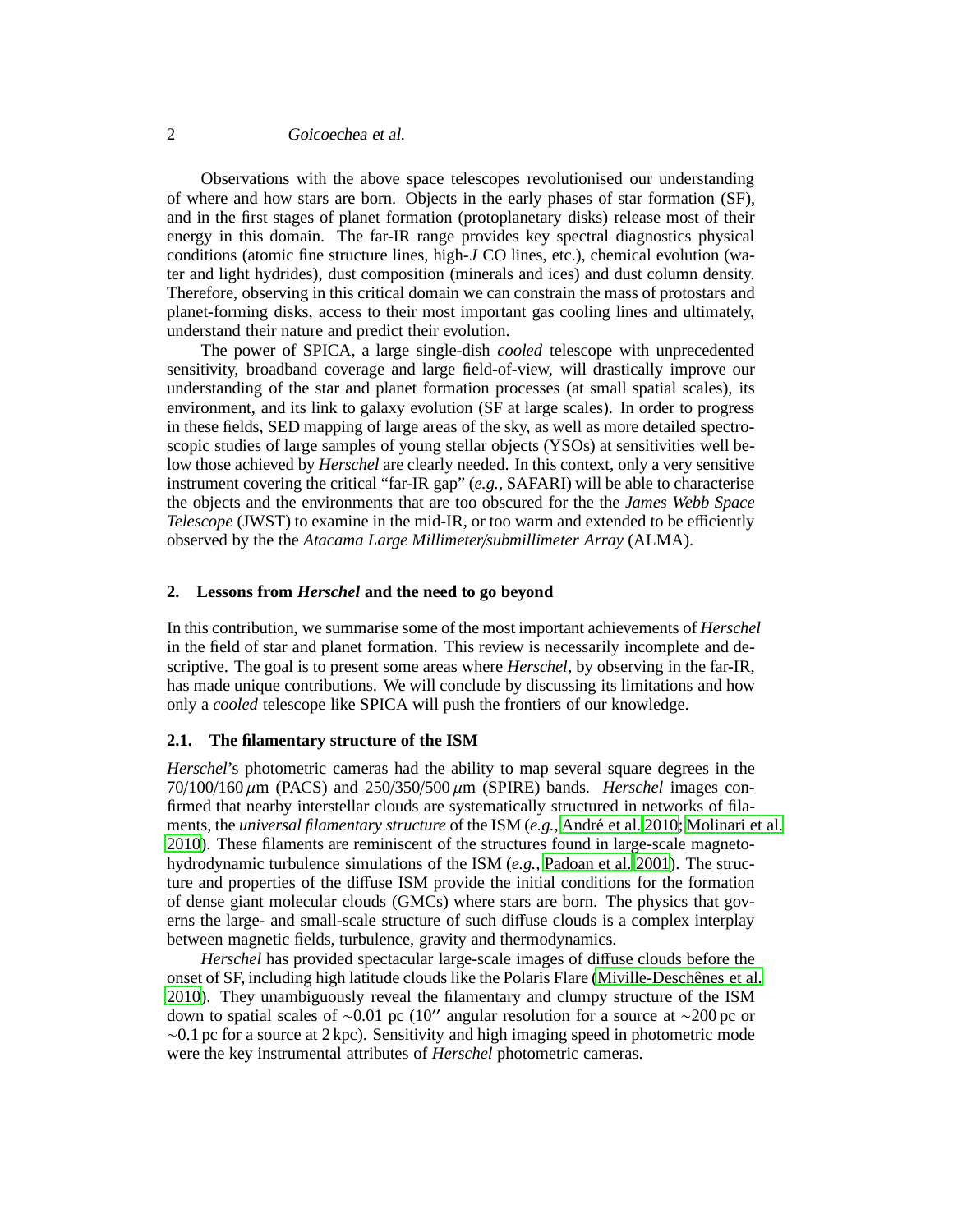Observations with the above space telescopes revolutionised our understanding of where and how stars are born. Objects in the early phases of star formation (SF), and in the first stages of planet formation (protoplanetary disks) release most of their energy in this domain. The far-IR range provides key spectral diagnostics physical conditions (atomic fine structure lines, high-$J$ CO lines, etc.), chemical evolution (water and light hydrides), dust composition (minerals and ices) and dust column density. Therefore, observing in this critical domain we can constrain the mass of protostars and planet-forming disks, access to their most important gas cooling lines and ultimately, understand their nature and predict their evolution.

The power of SPICA, a large single-dish *cooled* telescope with unprecedented sensitivity, broadband coverage and large field-of-view, will drastically improve our understanding of the star and planet formation processes (at small spatial scales), its environment, and its link to galaxy evolution (SF at large scales). In order to progress in these fields, SED mapping of large areas of the sky, as well as more detailed spectroscopic studies of large samples of young stellar objects (YSOs) at sensitivities well below those achieved by *Herschel* are clearly needed. In this context, only a very sensitive instrument covering the critical "far-IR gap" (*e.g.,* SAFARI) will be able to characterise the objects and the environments that are too obscured for the the *James Webb Space Telescope* (JWST) to examine in the mid-IR, or too warm and extended to be efficiently observed by the the *Atacama Large Millimeter/submillimeter Array* (ALMA).

## 2. Lessons from *Herschel* and the need to go beyond

In this contribution, we summarise some of the most important achievements of *Herschel* in the field of star and planet formation. This review is necessarily incomplete and descriptive. The goal is to present some areas where *Herschel*, by observing in the far-IR, has made unique contributions. We will conclude by discussing its limitations and how only a *cooled* telescope like SPICA will push the frontiers of our knowledge.

### 2.1. The filamentary structure of the ISM

*Herschel*'s photometric cameras had the ability to map several square degrees in the 70/100/160 $\mu$m (PACS) and 250/350/500 $\mu$m (SPIRE) bands. *Herschel* images confirmed that nearby interstellar clouds are systematically structured in networks of filaments, the *universal filamentary structure* of the ISM (*e.g.,* André et al. 2010; Molinari et al. 2010). These filaments are reminiscent of the structures found in large-scale magnetohydrodynamic turbulence simulations of the ISM (*e.g.,* Padoan et al. 2001). The structure and properties of the diffuse ISM provide the initial conditions for the formation of dense giant molecular clouds (GMCs) where stars are born. The physics that governs the large- and small-scale structure of such diffuse clouds is a complex interplay between magnetic fields, turbulence, gravity and thermodynamics.

*Herschel* has provided spectacular large-scale images of diffuse clouds before the onset of SF, including high latitude clouds like the Polaris Flare (Miville-Deschênes et al. 2010). They unambiguously reveal the filamentary and clumpy structure of the ISM down to spatial scales of ~0.01 pc (10″ angular resolution for a source at ~200 pc or ~0.1 pc for a source at 2 kpc). Sensitivity and high imaging speed in photometric mode were the key instrumental attributes of *Herschel* photometric cameras.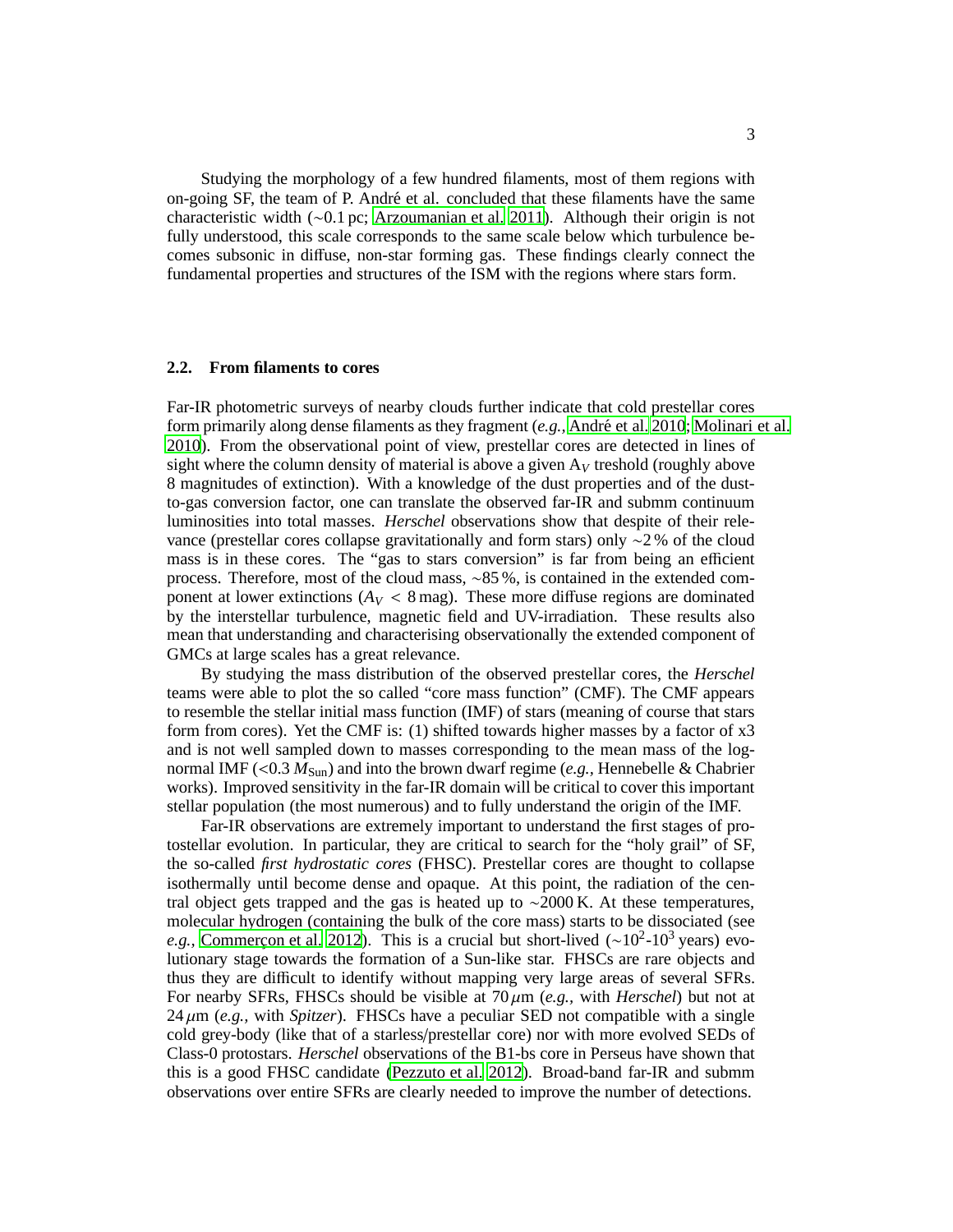Studying the morphology of a few hundred filaments, most of them regions with on-going SF, the team of P. André et al. concluded that these filaments have the same characteristic width (∼0.1 pc; Arzoumanian et al. 2011). Although their origin is not fully understood, this scale corresponds to the same scale below which turbulence becomes subsonic in diffuse, non-star forming gas. These findings clearly connect the fundamental properties and structures of the ISM with the regions where stars form.

### 2.2. From filaments to cores

Far-IR photometric surveys of nearby clouds further indicate that cold prestellar cores form primarily along dense filaments as they fragment (*e.g.,* André et al. 2010; Molinari et al. 2010). From the observational point of view, prestellar cores are detected in lines of sight where the column density of material is above a given $A_V$ treshold (roughly above 8 magnitudes of extinction). With a knowledge of the dust properties and of the dust-to-gas conversion factor, one can translate the observed far-IR and submm continuum luminosities into total masses. *Herschel* observations show that despite of their relevance (prestellar cores collapse gravitationally and form stars) only ∼2 % of the cloud mass is in these cores. The "gas to stars conversion" is far from being an efficient process. Therefore, most of the cloud mass, ∼85 %, is contained in the extended component at lower extinctions ($A_V < 8$ mag). These more diffuse regions are dominated by the interstellar turbulence, magnetic field and UV-irradiation. These results also mean that understanding and characterising observationally the extended component of GMCs at large scales has a great relevance.

By studying the mass distribution of the observed prestellar cores, the *Herschel* teams were able to plot the so called "core mass function" (CMF). The CMF appears to resemble the stellar initial mass function (IMF) of stars (meaning of course that stars form from cores). Yet the CMF is: (1) shifted towards higher masses by a factor of x3 and is not well sampled down to masses corresponding to the mean mass of the log-normal IMF (<0.3 $M_{\rm Sun}$) and into the brown dwarf regime (*e.g.,* Hennebelle & Chabrier works). Improved sensitivity in the far-IR domain will be critical to cover this important stellar population (the most numerous) and to fully understand the origin of the IMF.

Far-IR observations are extremely important to understand the first stages of protostellar evolution. In particular, they are critical to search for the "holy grail" of SF, the so-called *first hydrostatic cores* (FHSC). Prestellar cores are thought to collapse isothermally until become dense and opaque. At this point, the radiation of the central object gets trapped and the gas is heated up to ∼2000 K. At these temperatures, molecular hydrogen (containing the bulk of the core mass) starts to be dissociated (see *e.g.,* Commerçon et al. 2012). This is a crucial but short-lived (∼$10^2$-$10^3$ years) evolutionary stage towards the formation of a Sun-like star. FHSCs are rare objects and thus they are difficult to identify without mapping very large areas of several SFRs. For nearby SFRs, FHSCs should be visible at 70 $\mu$m (*e.g.,* with *Herschel*) but not at 24 $\mu$m (*e.g.,* with *Spitzer*). FHSCs have a peculiar SED not compatible with a single cold grey-body (like that of a starless/prestellar core) nor with more evolved SEDs of Class-0 protostars. *Herschel* observations of the B1-bs core in Perseus have shown that this is a good FHSC candidate (Pezzuto et al. 2012). Broad-band far-IR and submm observations over entire SFRs are clearly needed to improve the number of detections.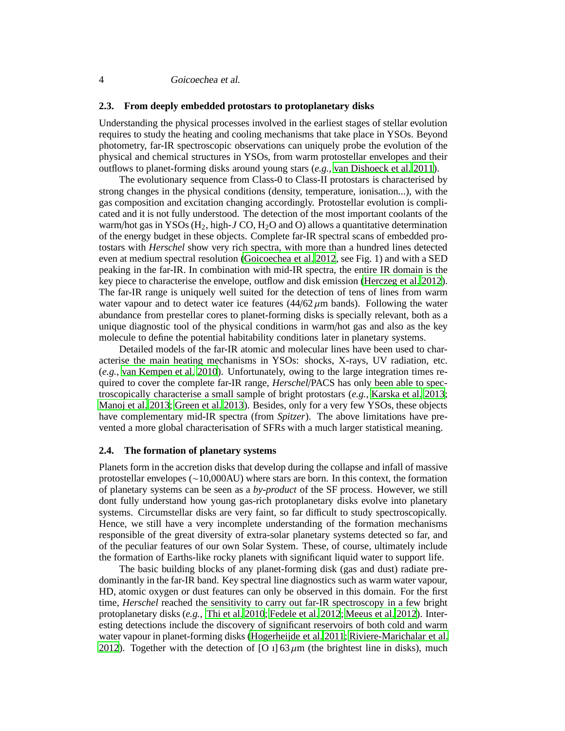### 2.3. From deeply embedded protostars to protoplanetary disks

Understanding the physical processes involved in the earliest stages of stellar evolution requires to study the heating and cooling mechanisms that take place in YSOs. Beyond photometry, far-IR spectroscopic observations can uniquely probe the evolution of the physical and chemical structures in YSOs, from warm protostellar envelopes and their outflows to planet-forming disks around young stars (*e.g.,* van Dishoeck et al. 2011).

The evolutionary sequence from Class-0 to Class-II protostars is characterised by strong changes in the physical conditions (density, temperature, ionisation...), with the gas composition and excitation changing accordingly. Protostellar evolution is complicated and it is not fully understood. The detection of the most important coolants of the warm/hot gas in YSOs ($H_2$, high-$J$ CO, $H_2O$ and O) allows a quantitative determination of the energy budget in these objects. Complete far-IR spectral scans of embedded protostars with *Herschel* show very rich spectra, with more than a hundred lines detected even at medium spectral resolution (Goicoechea et al. 2012, see Fig. 1) and with a SED peaking in the far-IR. In combination with mid-IR spectra, the entire IR domain is the key piece to characterise the envelope, outflow and disk emission (Herczeg et al. 2012). The far-IR range is uniquely well suited for the detection of tens of lines from warm water vapour and to detect water ice features (44/62 $\mu$m bands). Following the water abundance from prestellar cores to planet-forming disks is specially relevant, both as a unique diagnostic tool of the physical conditions in warm/hot gas and also as the key molecule to define the potential habitability conditions later in planetary systems.

Detailed models of the far-IR atomic and molecular lines have been used to characterise the main heating mechanisms in YSOs: shocks, X-rays, UV radiation, etc. (*e.g.,* van Kempen et al. 2010). Unfortunately, owing to the large integration times required to cover the complete far-IR range, *Herschel*/PACS has only been able to spectroscopically characterise a small sample of bright protostars (*e.g.,* Karska et al. 2013; Manoj et al. 2013; Green et al. 2013). Besides, only for a very few YSOs, these objects have complementary mid-IR spectra (from *Spitzer*). The above limitations have prevented a more global characterisation of SFRs with a much larger statistical meaning.

### 2.4. The formation of planetary systems

Planets form in the accretion disks that develop during the collapse and infall of massive protostellar envelopes (∼10,000AU) where stars are born. In this context, the formation of planetary systems can be seen as a *by-product* of the SF process. However, we still dont fully understand how young gas-rich protoplanetary disks evolve into planetary systems. Circumstellar disks are very faint, so far difficult to study spectroscopically. Hence, we still have a very incomplete understanding of the formation mechanisms responsible of the great diversity of extra-solar planetary systems detected so far, and of the peculiar features of our own Solar System. These, of course, ultimately include the formation of Earths-like rocky planets with significant liquid water to support life.

The basic building blocks of any planet-forming disk (gas and dust) radiate predominantly in the far-IR band. Key spectral line diagnostics such as warm water vapour, HD, atomic oxygen or dust features can only be observed in this domain. For the first time, *Herschel* reached the sensitivity to carry out far-IR spectroscopy in a few bright protoplanetary disks (*e.g.,* Thi et al. 2010; Fedele et al. 2012; Meeus et al. 2012). Interesting detections include the discovery of significant reservoirs of both cold and warm water vapour in planet-forming disks (Hogerheijde et al. 2011; Riviere-Marichalar et al. 2012). Together with the detection of [O I] 63 $\mu$m (the brightest line in disks), much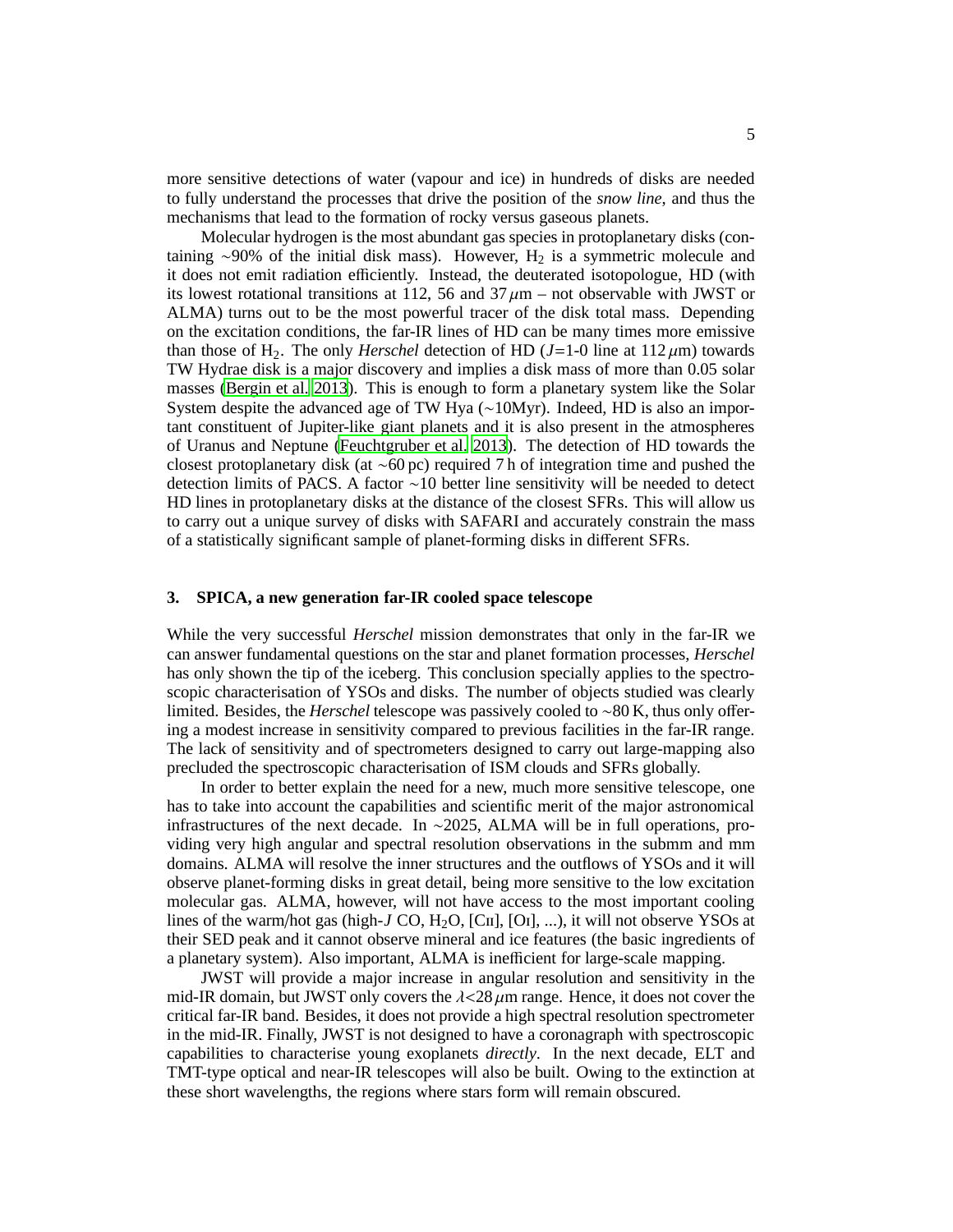more sensitive detections of water (vapour and ice) in hundreds of disks are needed to fully understand the processes that drive the position of the *snow line*, and thus the mechanisms that lead to the formation of rocky versus gaseous planets.

Molecular hydrogen is the most abundant gas species in protoplanetary disks (containing ∼90% of the initial disk mass). However, $H_2$ is a symmetric molecule and it does not emit radiation efficiently. Instead, the deuterated isotopologue, HD (with its lowest rotational transitions at 112, 56 and 37 $\mu$m – not observable with JWST or ALMA) turns out to be the most powerful tracer of the disk total mass. Depending on the excitation conditions, the far-IR lines of HD can be many times more emissive than those of $H_2$. The only *Herschel* detection of HD ($J$=1-0 line at 112 $\mu$m) towards TW Hydrae disk is a major discovery and implies a disk mass of more than 0.05 solar masses (Bergin et al. 2013). This is enough to form a planetary system like the Solar System despite the advanced age of TW Hya (∼10Myr). Indeed, HD is also an important constituent of Jupiter-like giant planets and it is also present in the atmospheres of Uranus and Neptune (Feuchtgruber et al. 2013). The detection of HD towards the closest protoplanetary disk (at ∼60 pc) required 7 h of integration time and pushed the detection limits of PACS. A factor ∼10 better line sensitivity will be needed to detect HD lines in protoplanetary disks at the distance of the closest SFRs. This will allow us to carry out a unique survey of disks with SAFARI and accurately constrain the mass of a statistically significant sample of planet-forming disks in different SFRs.

## 3. SPICA, a new generation far-IR cooled space telescope

While the very successful *Herschel* mission demonstrates that only in the far-IR we can answer fundamental questions on the star and planet formation processes, *Herschel* has only shown the tip of the iceberg. This conclusion specially applies to the spectroscopic characterisation of YSOs and disks. The number of objects studied was clearly limited. Besides, the *Herschel* telescope was passively cooled to ∼80 K, thus only offering a modest increase in sensitivity compared to previous facilities in the far-IR range. The lack of sensitivity and of spectrometers designed to carry out large-mapping also precluded the spectroscopic characterisation of ISM clouds and SFRs globally.

In order to better explain the need for a new, much more sensitive telescope, one has to take into account the capabilities and scientific merit of the major astronomical infrastructures of the next decade. In ∼2025, ALMA will be in full operations, providing very high angular and spectral resolution observations in the submm and mm domains. ALMA will resolve the inner structures and the outflows of YSOs and it will observe planet-forming disks in great detail, being more sensitive to the low excitation molecular gas. ALMA, however, will not have access to the most important cooling lines of the warm/hot gas (high-$J$ CO, $H_2O$, [CII], [OI], ...), it will not observe YSOs at their SED peak and it cannot observe mineral and ice features (the basic ingredients of a planetary system). Also important, ALMA is inefficient for large-scale mapping.

JWST will provide a major increase in angular resolution and sensitivity in the mid-IR domain, but JWST only covers the $\lambda$<28 $\mu$m range. Hence, it does not cover the critical far-IR band. Besides, it does not provide a high spectral resolution spectrometer in the mid-IR. Finally, JWST is not designed to have a coronagraph with spectroscopic capabilities to characterise young exoplanets *directly*. In the next decade, ELT and TMT-type optical and near-IR telescopes will also be built. Owing to the extinction at these short wavelengths, the regions where stars form will remain obscured.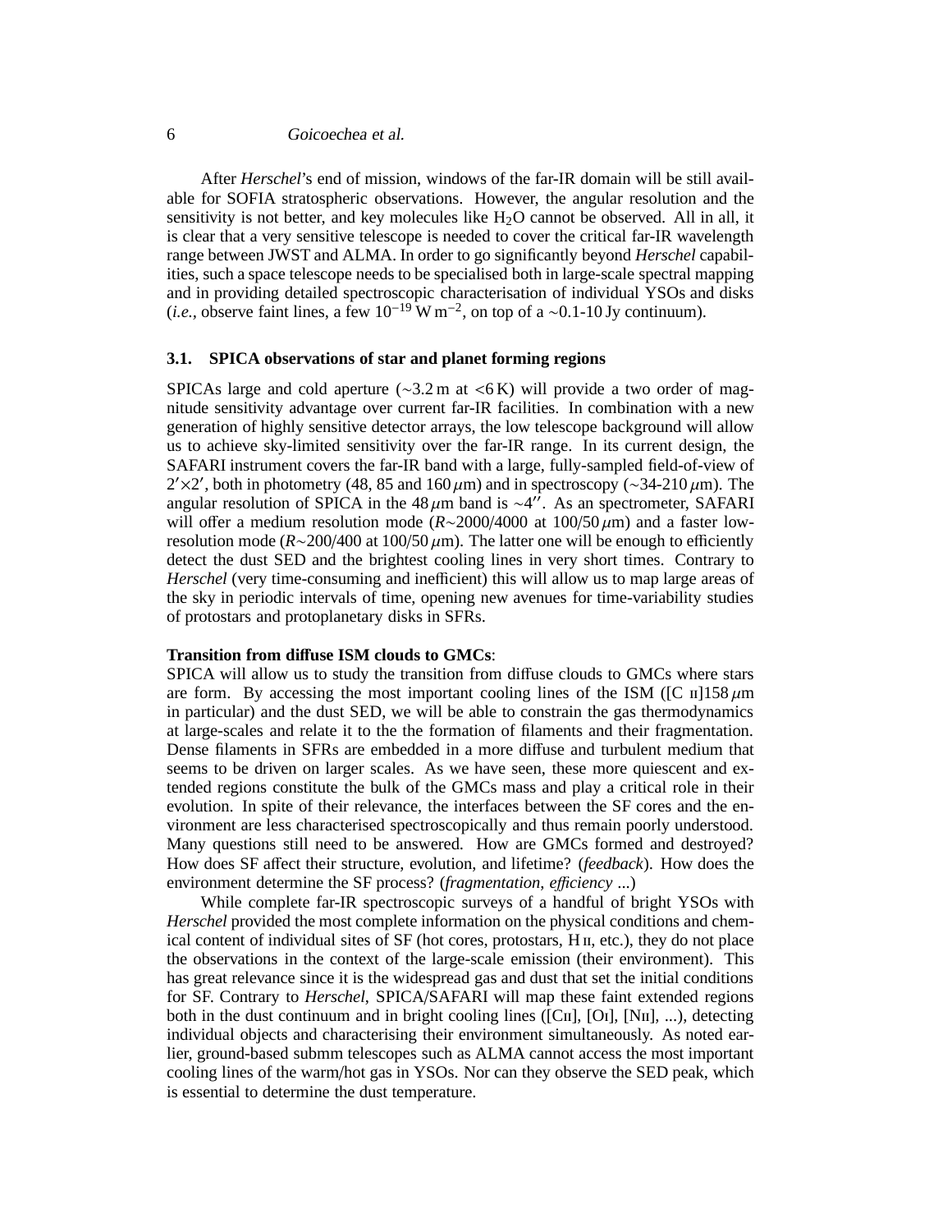After *Herschel*'s end of mission, windows of the far-IR domain will be still available for SOFIA stratospheric observations. However, the angular resolution and the sensitivity is not better, and key molecules like $H_2O$ cannot be observed. All in all, it is clear that a very sensitive telescope is needed to cover the critical far-IR wavelength range between JWST and ALMA. In order to go significantly beyond *Herschel* capabilities, such a space telescope needs to be specialised both in large-scale spectral mapping and in providing detailed spectroscopic characterisation of individual YSOs and disks (*i.e.,* observe faint lines, a few $10^{-19}$ W m$^{-2}$, on top of a ~0.1-10 Jy continuum).

### 3.1. SPICA observations of star and planet forming regions

SPICAs large and cold aperture (~3.2 m at <6 K) will provide a two order of magnitude sensitivity advantage over current far-IR facilities. In combination with a new generation of highly sensitive detector arrays, the low telescope background will allow us to achieve sky-limited sensitivity over the far-IR range. In its current design, the SAFARI instrument covers the far-IR band with a large, fully-sampled field-of-view of $2'\times2'$, both in photometry (48, 85 and 160 $\mu$m) and in spectroscopy (~34-210 $\mu$m). The angular resolution of SPICA in the 48 $\mu$m band is ~4$''$. As an spectrometer, SAFARI will offer a medium resolution mode ($R$~2000/4000 at 100/50 $\mu$m) and a faster low-resolution mode ($R$~200/400 at 100/50 $\mu$m). The latter one will be enough to efficiently detect the dust SED and the brightest cooling lines in very short times. Contrary to *Herschel* (very time-consuming and inefficient) this will allow us to map large areas of the sky in periodic intervals of time, opening new avenues for time-variability studies of protostars and protoplanetary disks in SFRs.

**Transition from diffuse ISM clouds to GMCs**:
SPICA will allow us to study the transition from diffuse clouds to GMCs where stars are form. By accessing the most important cooling lines of the ISM ([C II]158 $\mu$m in particular) and the dust SED, we will be able to constrain the gas thermodynamics at large-scales and relate it to the the formation of filaments and their fragmentation. Dense filaments in SFRs are embedded in a more diffuse and turbulent medium that seems to be driven on larger scales. As we have seen, these more quiescent and extended regions constitute the bulk of the GMCs mass and play a critical role in their evolution. In spite of their relevance, the interfaces between the SF cores and the environment are less characterised spectroscopically and thus remain poorly understood. Many questions still need to be answered. How are GMCs formed and destroyed? How does SF affect their structure, evolution, and lifetime? (*feedback*). How does the environment determine the SF process? (*fragmentation, efficiency ...*)

While complete far-IR spectroscopic surveys of a handful of bright YSOs with *Herschel* provided the most complete information on the physical conditions and chemical content of individual sites of SF (hot cores, protostars, H II, etc.), they do not place the observations in the context of the large-scale emission (their environment). This has great relevance since it is the widespread gas and dust that set the initial conditions for SF. Contrary to *Herschel*, SPICA/SAFARI will map these faint extended regions both in the dust continuum and in bright cooling lines ([CII], [OI], [NII], ...), detecting individual objects and characterising their environment simultaneously. As noted earlier, ground-based submm telescopes such as ALMA cannot access the most important cooling lines of the warm/hot gas in YSOs. Nor can they observe the SED peak, which is essential to determine the dust temperature.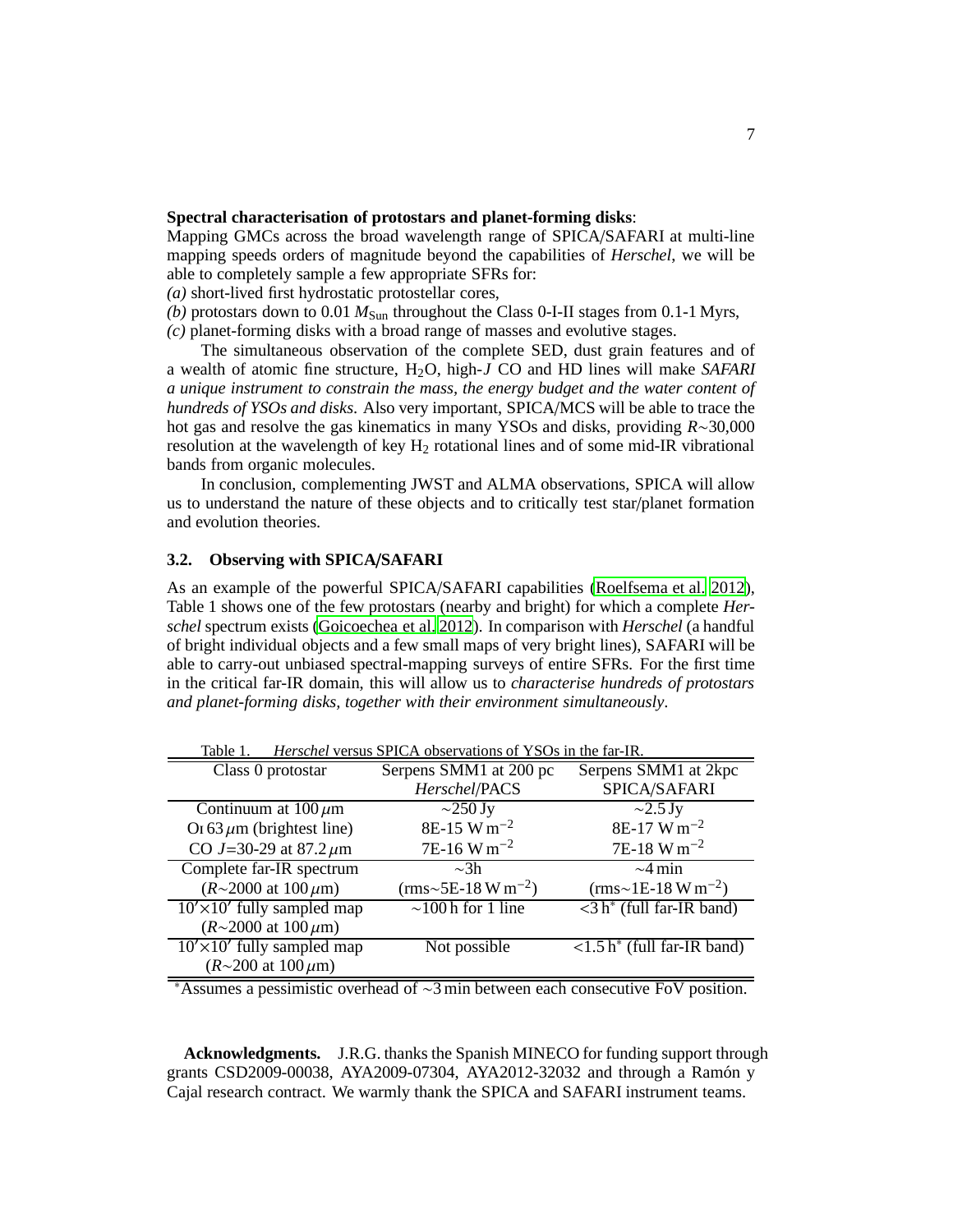**Spectral characterisation of protostars and planet-forming disks**:
Mapping GMCs across the broad wavelength range of SPICA/SAFARI at multi-line mapping speeds orders of magnitude beyond the capabilities of *Herschel*, we will be able to completely sample a few appropriate SFRs for:
*(a)* short-lived first hydrostatic protostellar cores,
*(b)* protostars down to 0.01 $M_{\rm Sun}$ throughout the Class 0-I-II stages from 0.1-1 Myrs,
*(c)* planet-forming disks with a broad range of masses and evolutive stages.

The simultaneous observation of the complete SED, dust grain features and of a wealth of atomic fine structure, $H_2O$, high-$J$ CO and HD lines will make *SAFARI a unique instrument to constrain the mass, the energy budget and the water content of hundreds of YSOs and disks.* Also very important, SPICA/MCS will be able to trace the hot gas and resolve the gas kinematics in many YSOs and disks, providing $R$~30,000 resolution at the wavelength of key $H_2$ rotational lines and of some mid-IR vibrational bands from organic molecules.

In conclusion, complementing JWST and ALMA observations, SPICA will allow us to understand the nature of these objects and to critically test star/planet formation and evolution theories.

### 3.2. Observing with SPICA/SAFARI

As an example of the powerful SPICA/SAFARI capabilities (Roelfsema et al. 2012), Table 1 shows one of the few protostars (nearby and bright) for which a complete *Herschel* spectrum exists (Goicoechea et al. 2012). In comparison with *Herschel* (a handful of bright individual objects and a few small maps of very bright lines), SAFARI will be able to carry-out unbiased spectral-mapping surveys of entire SFRs. For the first time in the critical far-IR domain, this will allow us to *characterise hundreds of protostars and planet-forming disks, together with their environment simultaneously*.

Table 1. *Herschel* versus SPICA observations of YSOs in the far-IR.

| Class 0 protostar | Serpens SMM1 at 200 pc *Herschel*/PACS | Serpens SMM1 at 2kpc SPICA/SAFARI |
|---|---|---|
| Continuum at 100 $\mu$m | ~250 Jy | ~2.5 Jy |
| O I 63 $\mu$m (brightest line) | 8E-15 W m$^{-2}$ | 8E-17 W m$^{-2}$ |
| CO $J$=30-29 at 87.2 $\mu$m | 7E-16 W m$^{-2}$ | 7E-18 W m$^{-2}$ |
| Complete far-IR spectrum ($R$~2000 at 100 $\mu$m) | ~3h (rms~5E-18 W m$^{-2}$) | ~4 min (rms~1E-18 W m$^{-2}$) |
| 10′×10′ fully sampled map ($R$~2000 at 100 $\mu$m) | ~100 h for 1 line | <3 h* (full far-IR band) |
| 10′×10′ fully sampled map ($R$~200 at 100 $\mu$m) | Not possible | <1.5 h* (full far-IR band) |

*Assumes a pessimistic overhead of ~3 min between each consecutive FoV position.

**Acknowledgments.** J.R.G. thanks the Spanish MINECO for funding support through grants CSD2009-00038, AYA2009-07304, AYA2012-32032 and through a Ramón y Cajal research contract. We warmly thank the SPICA and SAFARI instrument teams.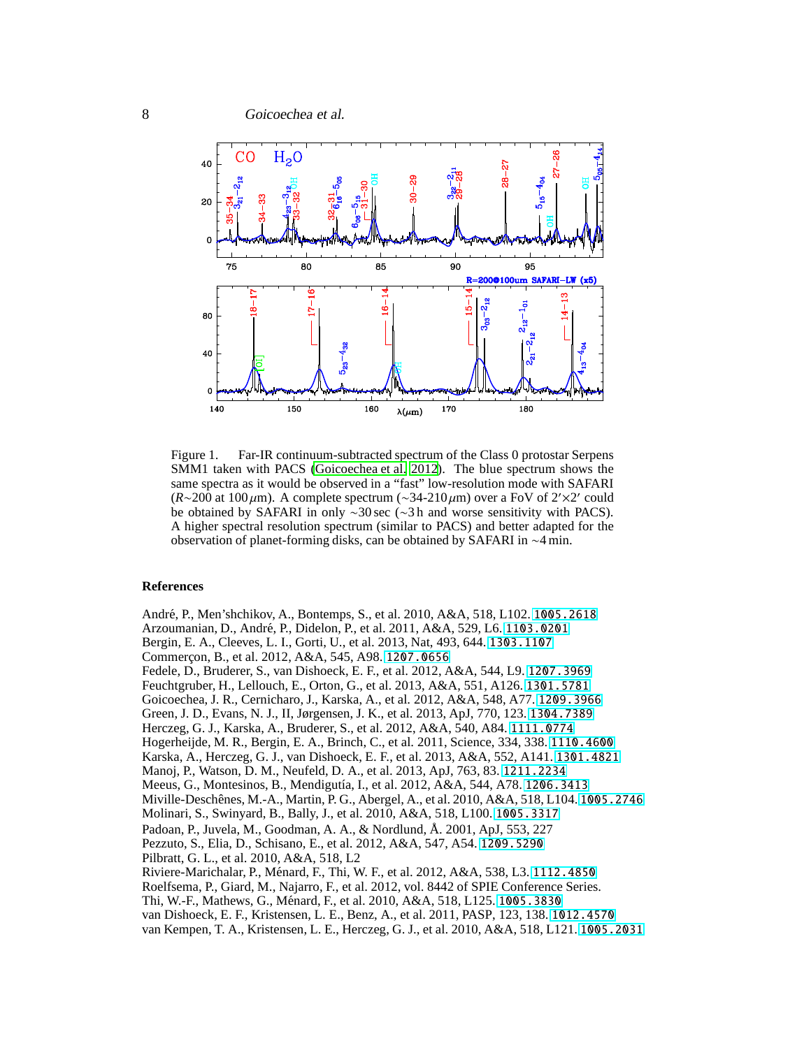CO H$_2$O

40
20
0

35−34 3$_{21}$−2$_{12}$ 34−33 4$_{23}$−3$_{12}$ OH 33−32 32−31 6$_{16}$−5$_{05}$ 6$_{06}$−5$_{15}$ 31−30 OH 30−29 3$_{22}$−2$_{11}$ 29−28 28−27 5$_{15}$−4$_{04}$ OH 27−26 OH 5$_{05}$−4$_{14}$

75 80 85 90 95

R=200@100um SAFARI-LW (x5)

80
40
0

18−17 [OI] 17−16 5$_{23}$−4$_{32}$ 16−14 OH 15−14 3$_{03}$−2$_{12}$ 2$_{12}$−1$_{01}$ 2$_{21}$−2$_{12}$ 14−13 4$_{13}$−4$_{04}$

140 150 160 170 180

λ(μm)

Figure 1. Far-IR continuum-subtracted spectrum of the Class 0 protostar Serpens SMM1 taken with PACS (Goicoechea et al. 2012). The blue spectrum shows the same spectra as it would be observed in a "fast" low-resolution mode with SAFARI ($R$~200 at 100 μm). A complete spectrum (~34-210 μm) over a FoV of 2′×2′ could be obtained by SAFARI in only ~30 sec (~3 h and worse sensitivity with PACS). A higher spectral resolution spectrum (similar to PACS) and better adapted for the observation of planet-forming disks, can be obtained by SAFARI in ~4 min.

## References

André, P., Men'shchikov, A., Bontemps, S., et al. 2010, A&A, 518, L102. 1005.2618
Arzoumanian, D., André, P., Didelon, P., et al. 2011, A&A, 529, L6. 1103.0201
Bergin, E. A., Cleeves, L. I., Gorti, U., et al. 2013, Nat, 493, 644. 1303.1107
Commerçon, B., et al. 2012, A&A, 545, A98. 1207.0656
Fedele, D., Bruderer, S., van Dishoeck, E. F., et al. 2012, A&A, 544, L9. 1207.3969
Feuchtgruber, H., Lellouch, E., Orton, G., et al. 2013, A&A, 551, A126. 1301.5781
Goicoechea, J. R., Cernicharo, J., Karska, A., et al. 2012, A&A, 548, A77. 1209.3966
Green, J. D., Evans, N. J., II, Jørgensen, J. K., et al. 2013, ApJ, 770, 123. 1304.7389
Herczeg, G. J., Karska, A., Bruderer, S., et al. 2012, A&A, 540, A84. 1111.0774
Hogerheijde, M. R., Bergin, E. A., Brinch, C., et al. 2011, Science, 334, 338. 1110.4600
Karska, A., Herczeg, G. J., van Dishoeck, E. F., et al. 2013, A&A, 552, A141. 1301.4821
Manoj, P., Watson, D. M., Neufeld, D. A., et al. 2013, ApJ, 763, 83. 1211.2234
Meeus, G., Montesinos, B., Mendigutía, I., et al. 2012, A&A, 544, A78. 1206.3413
Miville-Deschênes, M.-A., Martin, P. G., Abergel, A., et al. 2010, A&A, 518, L104. 1005.2746
Molinari, S., Swinyard, B., Bally, J., et al. 2010, A&A, 518, L100. 1005.3317
Padoan, P., Juvela, M., Goodman, A. A., & Nordlund, Å. 2001, ApJ, 553, 227
Pezzuto, S., Elia, D., Schisano, E., et al. 2012, A&A, 547, A54. 1209.5290
Pilbratt, G. L., et al. 2010, A&A, 518, L2
Riviere-Marichalar, P., Ménard, F., Thi, W. F., et al. 2012, A&A, 538, L3. 1112.4850
Roelfsema, P., Giard, M., Najarro, F., et al. 2012, vol. 8442 of SPIE Conference Series.
Thi, W.-F., Mathews, G., Ménard, F., et al. 2010, A&A, 518, L125. 1005.3830
van Dishoeck, E. F., Kristensen, L. E., Benz, A., et al. 2011, PASP, 123, 138. 1012.4570
van Kempen, T. A., Kristensen, L. E., Herczeg, G. J., et al. 2010, A&A, 518, L121. 1005.2031